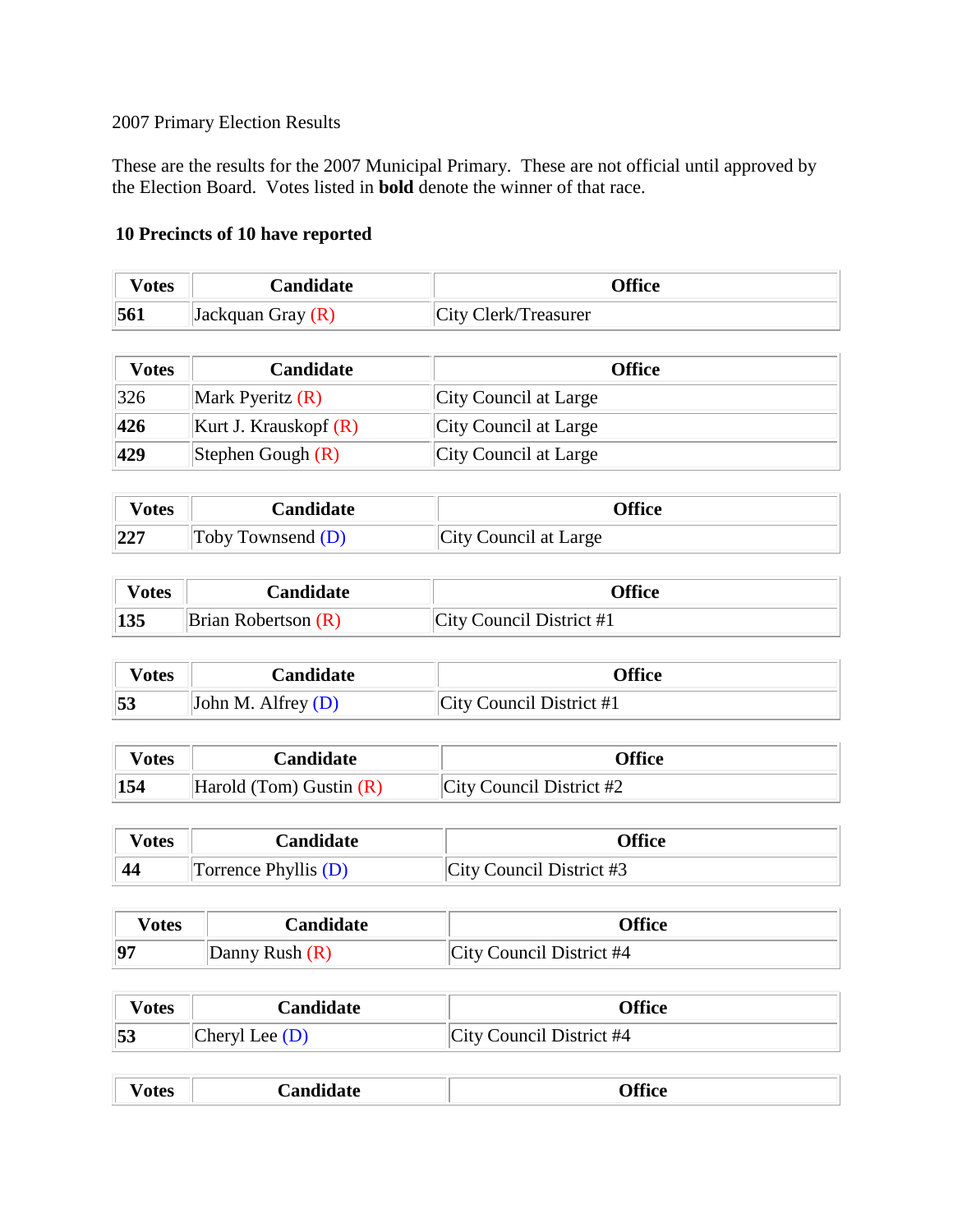2007 Primary Election Results

These are the results for the 2007 Municipal Primary. These are not official until approved by the Election Board. Votes listed in **bold** denote the winner of that race.

**10 Precincts of 10 have reported**

| Votes | Candidate | Office |
|---|---|---|
| **561** | Jackquan Gray (R) | City Clerk/Treasurer |

| Votes | Candidate | Office |
|---|---|---|
| 326 | Mark Pyeritz (R) | City Council at Large |
| **426** | Kurt J. Krauskopf (R) | City Council at Large |
| **429** | Stephen Gough (R) | City Council at Large |

| Votes | Candidate | Office |
|---|---|---|
| **227** | Toby Townsend (D) | City Council at Large |

| Votes | Candidate | Office |
|---|---|---|
| **135** | Brian Robertson (R) | City Council District #1 |

| Votes | Candidate | Office |
|---|---|---|
| **53** | John M. Alfrey (D) | City Council District #1 |

| Votes | Candidate | Office |
|---|---|---|
| **154** | Harold (Tom) Gustin (R) | City Council District #2 |

| Votes | Candidate | Office |
|---|---|---|
| **44** | Torrence Phyllis (D) | City Council District #3 |

| Votes | Candidate | Office |
|---|---|---|
| **97** | Danny Rush (R) | City Council District #4 |

| Votes | Candidate | Office |
|---|---|---|
| **53** | Cheryl Lee (D) | City Council District #4 |

| Votes | Candidate | Office |
|---|---|---|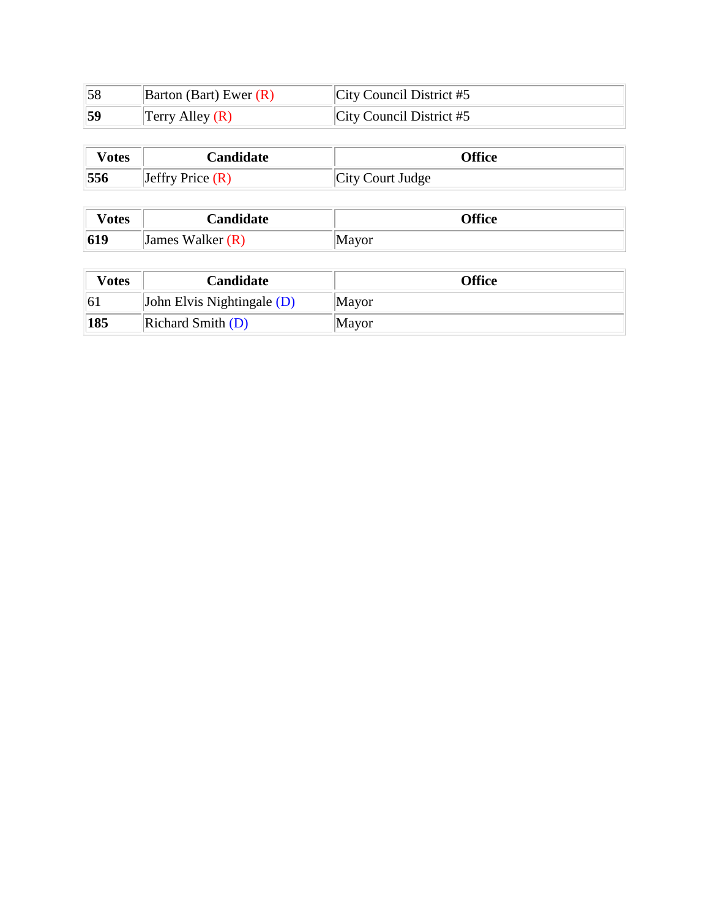| | | |
|---|---|---|
| 58 | Barton (Bart) Ewer (R) | City Council District #5 |
| **59** | Terry Alley (R) | City Council District #5 |

| Votes | Candidate | Office |
|---|---|---|
| **556** | Jeffry Price (R) | City Court Judge |

| Votes | Candidate | Office |
|---|---|---|
| **619** | James Walker (R) | Mayor |

| Votes | Candidate | Office |
|---|---|---|
| 61 | John Elvis Nightingale (D) | Mayor |
| **185** | Richard Smith (D) | Mayor |